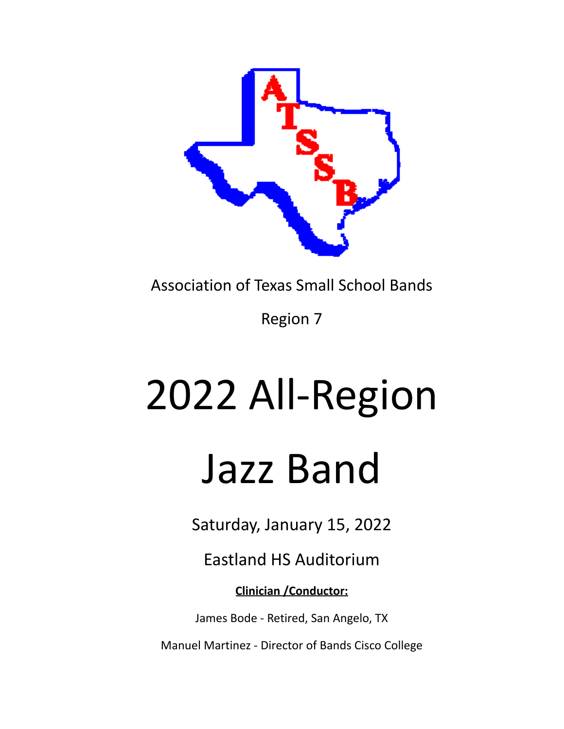Association of Texas Small School Bands

Region 7

# 2022 All-Region

# Jazz Band

Saturday, January 15, 2022

Eastland HS Auditorium

**Clinician /Conductor:**

James Bode - Retired, San Angelo, TX

Manuel Martinez - Director of Bands Cisco College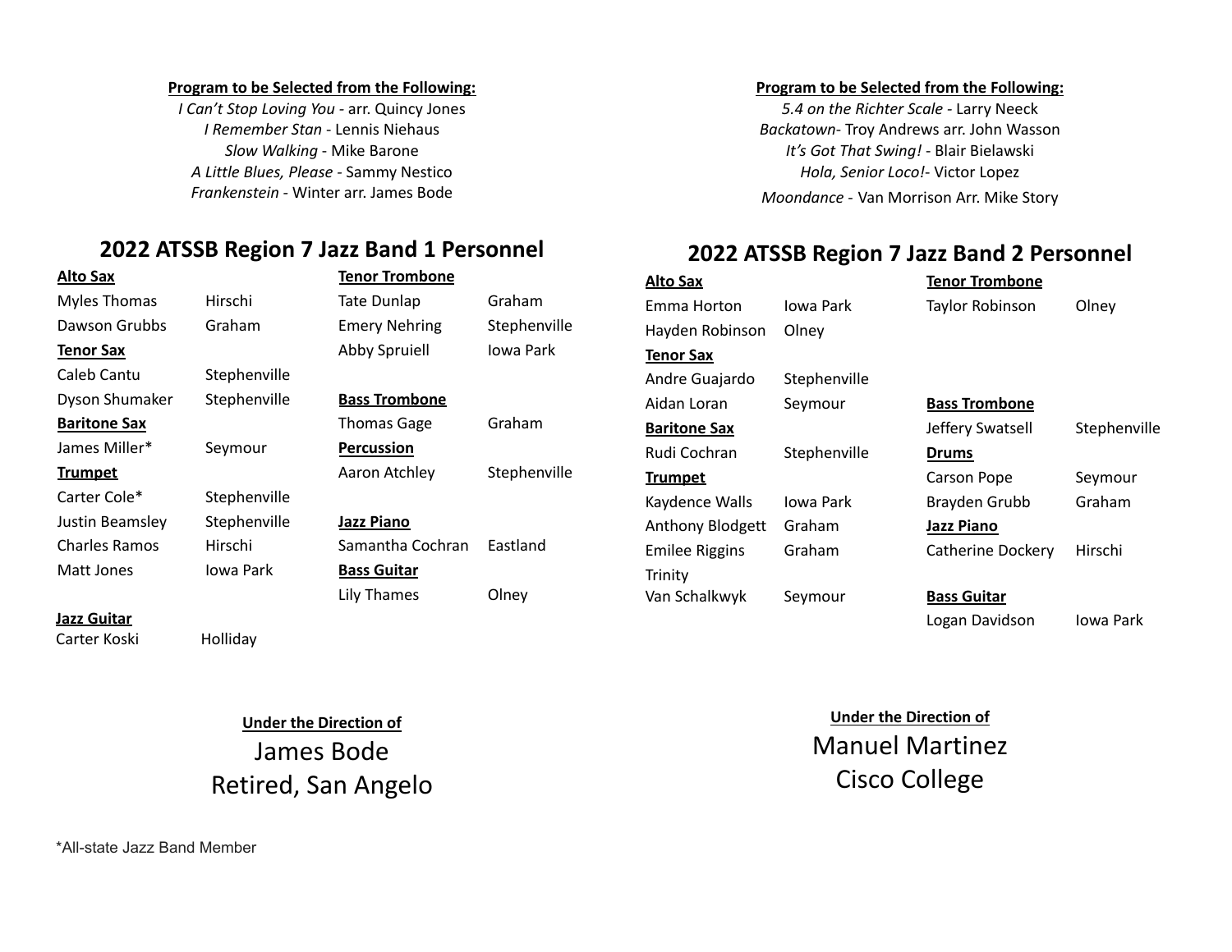**Program to be Selected from the Following:**

*I Can't Stop Loving You* - arr. Quincy Jones
*I Remember Stan* - Lennis Niehaus
*Slow Walking* - Mike Barone
*A Little Blues, Please* - Sammy Nestico
*Frankenstein* - Winter arr. James Bode

## 2022 ATSSB Region 7 Jazz Band 1 Personnel

**Alto Sax**

| | |
|---|---|
| Myles Thomas | Hirschi |
| Dawson Grubbs | Graham |

**Tenor Sax**

| | |
|---|---|
| Caleb Cantu | Stephenville |
| Dyson Shumaker | Stephenville |

**Baritone Sax**

| | |
|---|---|
| James Miller* | Seymour |

**Trumpet**

| | |
|---|---|
| Carter Cole* | Stephenville |
| Justin Beamsley | Stephenville |
| Charles Ramos | Hirschi |
| Matt Jones | Iowa Park |

**Jazz Guitar**

| | |
|---|---|
| Carter Koski | Holliday |

**Tenor Trombone**

| | |
|---|---|
| Tate Dunlap | Graham |
| Emery Nehring | Stephenville |
| Abby Spruiell | Iowa Park |

**Bass Trombone**

| | |
|---|---|
| Thomas Gage | Graham |

**Percussion**

| | |
|---|---|
| Aaron Atchley | Stephenville |

**Jazz Piano**

| | |
|---|---|
| Samantha Cochran | Eastland |

**Bass Guitar**

| | |
|---|---|
| Lily Thames | Olney |

**Under the Direction of**

James Bode
Retired, San Angelo

*All-state Jazz Band Member

**Program to be Selected from the Following:**

*5.4 on the Richter Scale* - Larry Neeck
*Backatown*- Troy Andrews arr. John Wasson
*It's Got That Swing!* - Blair Bielawski
*Hola, Senior Loco!*- Victor Lopez
*Moondance* - Van Morrison Arr. Mike Story

## 2022 ATSSB Region 7 Jazz Band 2 Personnel

**Alto Sax**

| | |
|---|---|
| Emma Horton | Iowa Park |
| Hayden Robinson | Olney |

**Tenor Sax**

| | |
|---|---|
| Andre Guajardo | Stephenville |
| Aidan Loran | Seymour |

**Baritone Sax**

| | |
|---|---|
| Rudi Cochran | Stephenville |

**Trumpet**

| | |
|---|---|
| Kaydence Walls | Iowa Park |
| Anthony Blodgett | Graham |
| Emilee Riggins | Graham |
| Trinity Van Schalkwyk | Seymour |

**Tenor Trombone**

| | |
|---|---|
| Taylor Robinson | Olney |

**Bass Trombone**

| | |
|---|---|
| Jeffery Swatsell | Stephenville |

**Drums**

| | |
|---|---|
| Carson Pope | Seymour |
| Brayden Grubb | Graham |

**Jazz Piano**

| | |
|---|---|
| Catherine Dockery | Hirschi |

**Bass Guitar**

| | |
|---|---|
| Logan Davidson | Iowa Park |

**Under the Direction of**

Manuel Martinez
Cisco College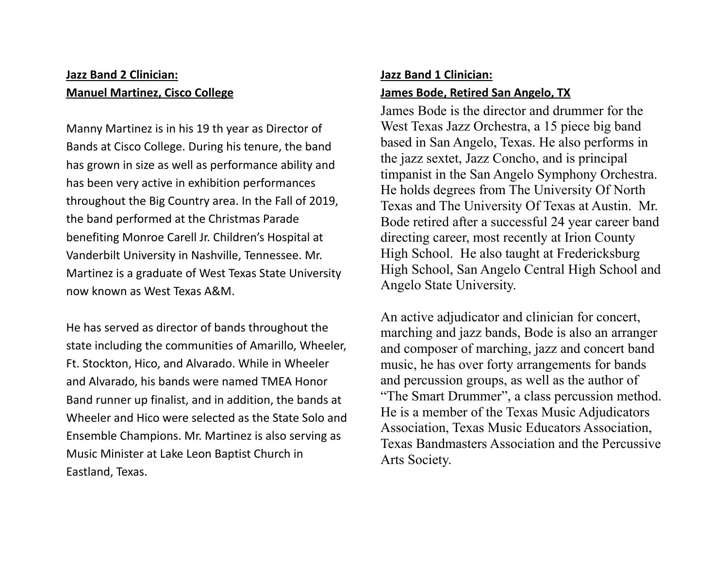**Jazz Band 2 Clinician:**
**Manuel Martinez, Cisco College**

Manny Martinez is in his 19 th year as Director of Bands at Cisco College. During his tenure, the band has grown in size as well as performance ability and has been very active in exhibition performances throughout the Big Country area. In the Fall of 2019, the band performed at the Christmas Parade benefiting Monroe Carell Jr. Children's Hospital at Vanderbilt University in Nashville, Tennessee. Mr. Martinez is a graduate of West Texas State University now known as West Texas A&M.

He has served as director of bands throughout the state including the communities of Amarillo, Wheeler, Ft. Stockton, Hico, and Alvarado. While in Wheeler and Alvarado, his bands were named TMEA Honor Band runner up finalist, and in addition, the bands at Wheeler and Hico were selected as the State Solo and Ensemble Champions. Mr. Martinez is also serving as Music Minister at Lake Leon Baptist Church in Eastland, Texas.

**Jazz Band 1 Clinician:**
**James Bode, Retired San Angelo, TX**

James Bode is the director and drummer for the West Texas Jazz Orchestra, a 15 piece big band based in San Angelo, Texas. He also performs in the jazz sextet, Jazz Concho, and is principal timpanist in the San Angelo Symphony Orchestra. He holds degrees from The University Of North Texas and The University Of Texas at Austin. Mr. Bode retired after a successful 24 year career band directing career, most recently at Irion County High School. He also taught at Fredericksburg High School, San Angelo Central High School and Angelo State University.

An active adjudicator and clinician for concert, marching and jazz bands, Bode is also an arranger and composer of marching, jazz and concert band music, he has over forty arrangements for bands and percussion groups, as well as the author of "The Smart Drummer", a class percussion method. He is a member of the Texas Music Adjudicators Association, Texas Music Educators Association, Texas Bandmasters Association and the Percussive Arts Society.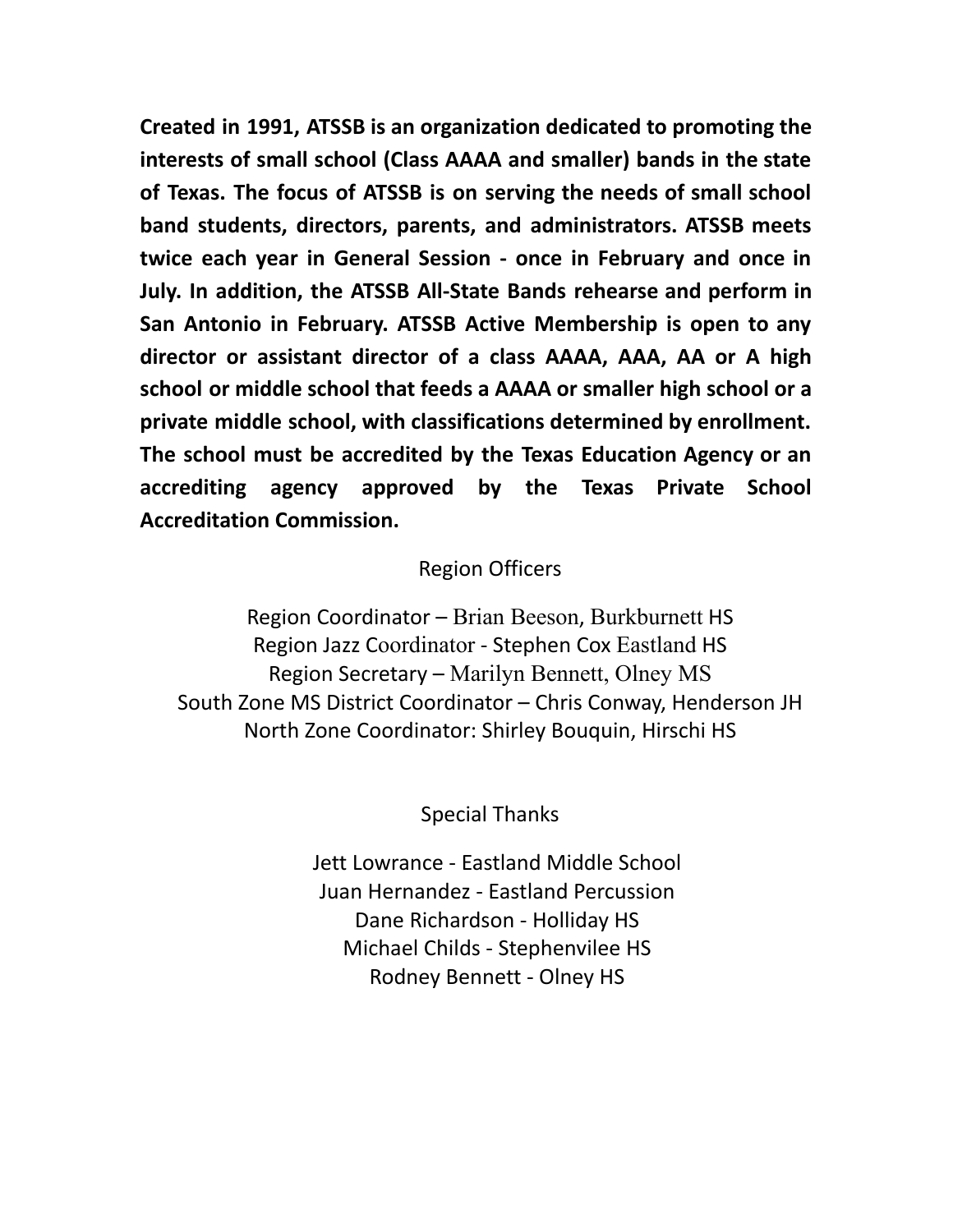**Created in 1991, ATSSB is an organization dedicated to promoting the interests of small school (Class AAAA and smaller) bands in the state of Texas. The focus of ATSSB is on serving the needs of small school band students, directors, parents, and administrators. ATSSB meets twice each year in General Session - once in February and once in July. In addition, the ATSSB All-State Bands rehearse and perform in San Antonio in February. ATSSB Active Membership is open to any director or assistant director of a class AAAA, AAA, AA or A high school or middle school that feeds a AAAA or smaller high school or a private middle school, with classifications determined by enrollment. The school must be accredited by the Texas Education Agency or an accrediting agency approved by the Texas Private School Accreditation Commission.**

Region Officers

Region Coordinator – Brian Beeson, Burkburnett HS
Region Jazz Coordinator - Stephen Cox Eastland HS
Region Secretary – Marilyn Bennett, Olney MS
South Zone MS District Coordinator – Chris Conway, Henderson JH
North Zone Coordinator: Shirley Bouquin, Hirschi HS

Special Thanks

Jett Lowrance - Eastland Middle School
Juan Hernandez - Eastland Percussion
Dane Richardson - Holliday HS
Michael Childs - Stephenvilee HS
Rodney Bennett - Olney HS